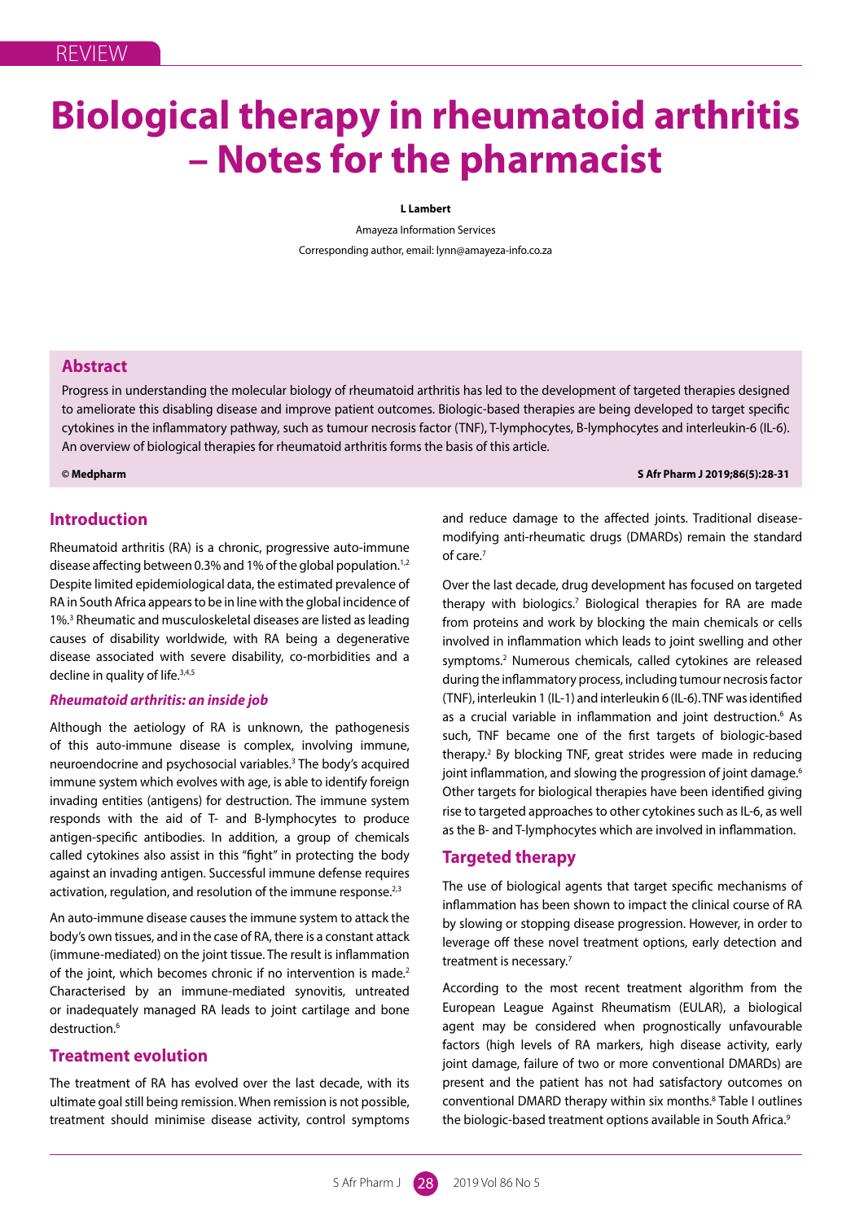REVIEW

# Biological therapy in rheumatoid arthritis – Notes for the pharmacist

**L Lambert**

Amayeza Information Services

Corresponding author, email: lynn@amayeza-info.co.za

## Abstract

Progress in understanding the molecular biology of rheumatoid arthritis has led to the development of targeted therapies designed to ameliorate this disabling disease and improve patient outcomes. Biologic-based therapies are being developed to target specific cytokines in the inflammatory pathway, such as tumour necrosis factor (TNF), T-lymphocytes, B-lymphocytes and interleukin-6 (IL-6). An overview of biological therapies for rheumatoid arthritis forms the basis of this article.

**© Medpharm** **S Afr Pharm J 2019;86(5):28-31**

## Introduction

Rheumatoid arthritis (RA) is a chronic, progressive auto-immune disease affecting between 0.3% and 1% of the global population.[1,2] Despite limited epidemiological data, the estimated prevalence of RA in South Africa appears to be in line with the global incidence of 1%.[3] Rheumatic and musculoskeletal diseases are listed as leading causes of disability worldwide, with RA being a degenerative disease associated with severe disability, co-morbidities and a decline in quality of life.[3,4,5]

### *Rheumatoid arthritis: an inside job*

Although the aetiology of RA is unknown, the pathogenesis of this auto-immune disease is complex, involving immune, neuroendocrine and psychosocial variables.[3] The body's acquired immune system which evolves with age, is able to identify foreign invading entities (antigens) for destruction. The immune system responds with the aid of T- and B-lymphocytes to produce antigen-specific antibodies. In addition, a group of chemicals called cytokines also assist in this "fight" in protecting the body against an invading antigen. Successful immune defense requires activation, regulation, and resolution of the immune response.[2,3]

An auto-immune disease causes the immune system to attack the body's own tissues, and in the case of RA, there is a constant attack (immune-mediated) on the joint tissue. The result is inflammation of the joint, which becomes chronic if no intervention is made.[2] Characterised by an immune-mediated synovitis, untreated or inadequately managed RA leads to joint cartilage and bone destruction.[6]

## Treatment evolution

The treatment of RA has evolved over the last decade, with its ultimate goal still being remission. When remission is not possible, treatment should minimise disease activity, control symptoms and reduce damage to the affected joints. Traditional disease-modifying anti-rheumatic drugs (DMARDs) remain the standard of care.[7]

Over the last decade, drug development has focused on targeted therapy with biologics.[7] Biological therapies for RA are made from proteins and work by blocking the main chemicals or cells involved in inflammation which leads to joint swelling and other symptoms.[2] Numerous chemicals, called cytokines are released during the inflammatory process, including tumour necrosis factor (TNF), interleukin 1 (IL-1) and interleukin 6 (IL-6). TNF was identified as a crucial variable in inflammation and joint destruction.[6] As such, TNF became one of the first targets of biologic-based therapy.[2] By blocking TNF, great strides were made in reducing joint inflammation, and slowing the progression of joint damage.[6] Other targets for biological therapies have been identified giving rise to targeted approaches to other cytokines such as IL-6, as well as the B- and T-lymphocytes which are involved in inflammation.

## Targeted therapy

The use of biological agents that target specific mechanisms of inflammation has been shown to impact the clinical course of RA by slowing or stopping disease progression. However, in order to leverage off these novel treatment options, early detection and treatment is necessary.[7]

According to the most recent treatment algorithm from the European League Against Rheumatism (EULAR), a biological agent may be considered when prognostically unfavourable factors (high levels of RA markers, high disease activity, early joint damage, failure of two or more conventional DMARDs) are present and the patient has not had satisfactory outcomes on conventional DMARD therapy within six months.[8] Table I outlines the biologic-based treatment options available in South Africa.[9]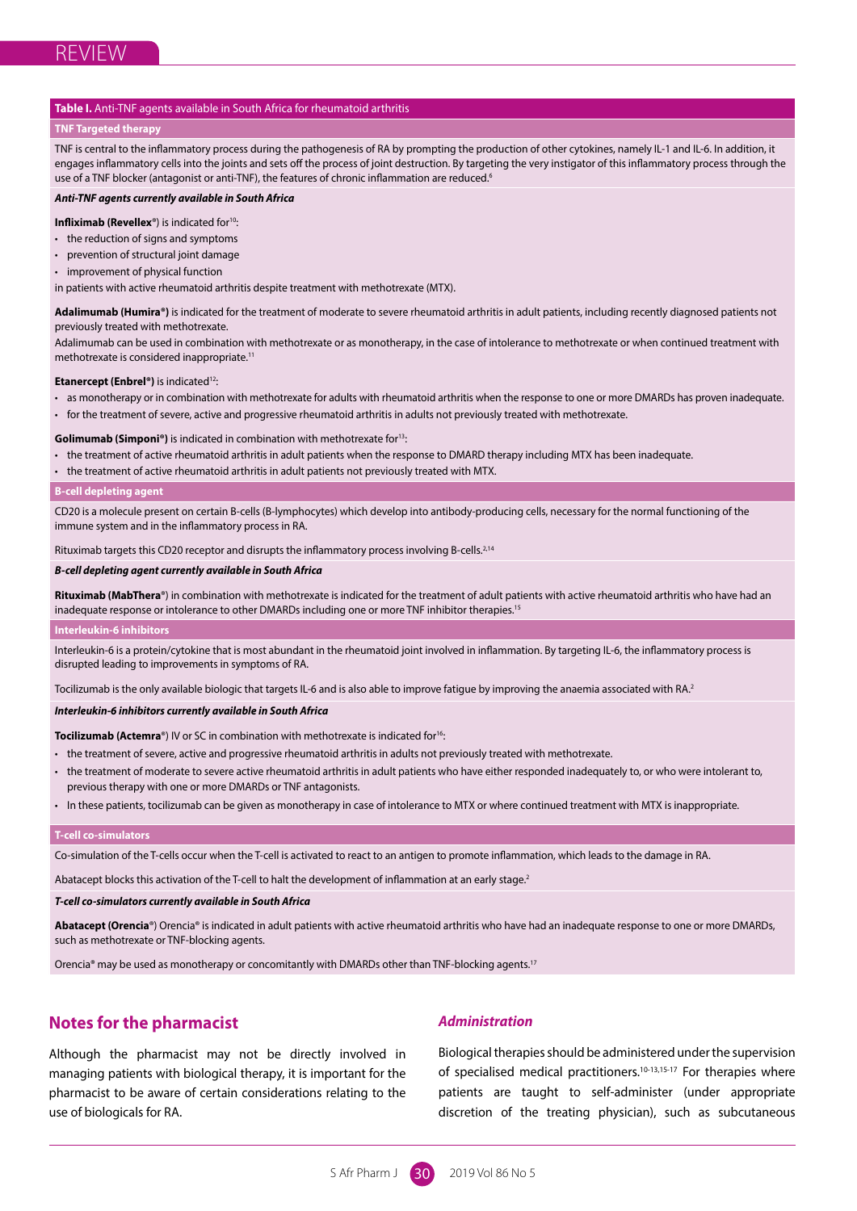**Table I.** Anti-TNF agents available in South Africa for rheumatoid arthritis

**TNF Targeted therapy**

TNF is central to the inflammatory process during the pathogenesis of RA by prompting the production of other cytokines, namely IL-1 and IL-6. In addition, it engages inflammatory cells into the joints and sets off the process of joint destruction. By targeting the very instigator of this inflammatory process through the use of a TNF blocker (antagonist or anti-TNF), the features of chronic inflammation are reduced.[6]

***Anti-TNF agents currently available in South Africa***

**Infliximab (Revellex**®) is indicated for[10]:

- the reduction of signs and symptoms
- prevention of structural joint damage
- improvement of physical function

in patients with active rheumatoid arthritis despite treatment with methotrexate (MTX).

**Adalimumab (Humira®)** is indicated for the treatment of moderate to severe rheumatoid arthritis in adult patients, including recently diagnosed patients not previously treated with methotrexate.

Adalimumab can be used in combination with methotrexate or as monotherapy, in the case of intolerance to methotrexate or when continued treatment with methotrexate is considered inappropriate.[11]

**Etanercept (Enbrel®)** is indicated[12]:

- as monotherapy or in combination with methotrexate for adults with rheumatoid arthritis when the response to one or more DMARDs has proven inadequate.
- for the treatment of severe, active and progressive rheumatoid arthritis in adults not previously treated with methotrexate.

**Golimumab (Simponi®)** is indicated in combination with methotrexate for[13]:

- the treatment of active rheumatoid arthritis in adult patients when the response to DMARD therapy including MTX has been inadequate.
- the treatment of active rheumatoid arthritis in adult patients not previously treated with MTX.

**B-cell depleting agent**

CD20 is a molecule present on certain B-cells (B-lymphocytes) which develop into antibody-producing cells, necessary for the normal functioning of the immune system and in the inflammatory process in RA.

Rituximab targets this CD20 receptor and disrupts the inflammatory process involving B-cells.[2,14]

***B-cell depleting agent currently available in South Africa***

**Rituximab (MabThera**®) in combination with methotrexate is indicated for the treatment of adult patients with active rheumatoid arthritis who have had an inadequate response or intolerance to other DMARDs including one or more TNF inhibitor therapies.[15]

**Interleukin-6 inhibitors**

Interleukin-6 is a protein/cytokine that is most abundant in the rheumatoid joint involved in inflammation. By targeting IL-6, the inflammatory process is disrupted leading to improvements in symptoms of RA.

Tocilizumab is the only available biologic that targets IL-6 and is also able to improve fatigue by improving the anaemia associated with RA.[2]

***Interleukin-6 inhibitors currently available in South Africa***

**Tocilizumab (Actemra**®) IV or SC in combination with methotrexate is indicated for[16]:

- the treatment of severe, active and progressive rheumatoid arthritis in adults not previously treated with methotrexate.
- the treatment of moderate to severe active rheumatoid arthritis in adult patients who have either responded inadequately to, or who were intolerant to, previous therapy with one or more DMARDs or TNF antagonists.
- In these patients, tocilizumab can be given as monotherapy in case of intolerance to MTX or where continued treatment with MTX is inappropriate.

**T-cell co-simulators**

Co-simulation of the T-cells occur when the T-cell is activated to react to an antigen to promote inflammation, which leads to the damage in RA.

Abatacept blocks this activation of the T-cell to halt the development of inflammation at an early stage.[2]

***T-cell co-simulators currently available in South Africa***

**Abatacept (Orencia**®) Orencia® is indicated in adult patients with active rheumatoid arthritis who have had an inadequate response to one or more DMARDs, such as methotrexate or TNF-blocking agents.

Orencia® may be used as monotherapy or concomitantly with DMARDs other than TNF-blocking agents.[17]

## Notes for the pharmacist

Although the pharmacist may not be directly involved in managing patients with biological therapy, it is important for the pharmacist to be aware of certain considerations relating to the use of biologicals for RA.

### *Administration*

Biological therapies should be administered under the supervision of specialised medical practitioners.[10-13,15-17] For therapies where patients are taught to self-administer (under appropriate discretion of the treating physician), such as subcutaneous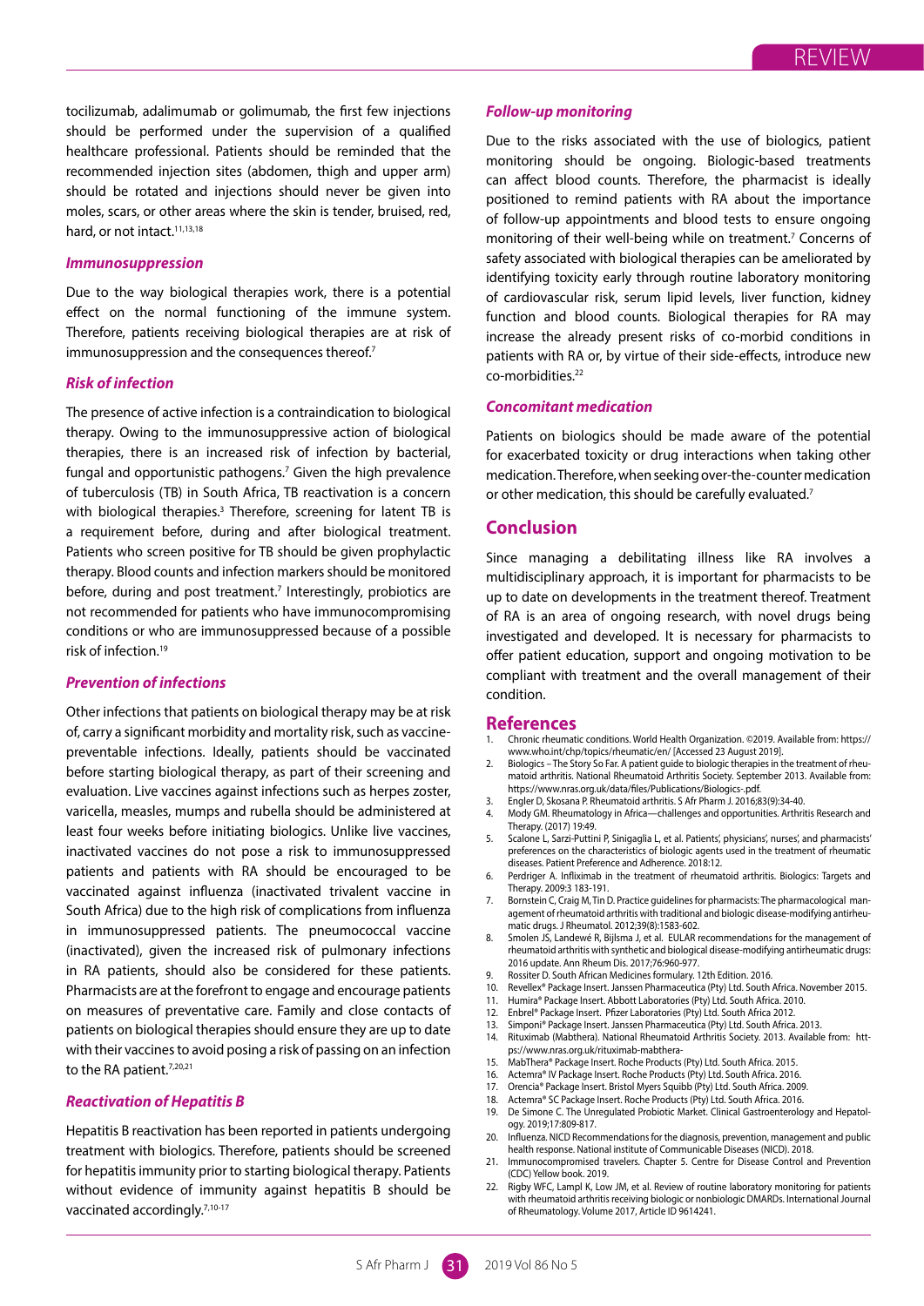tocilizumab, adalimumab or golimumab, the first few injections should be performed under the supervision of a qualified healthcare professional. Patients should be reminded that the recommended injection sites (abdomen, thigh and upper arm) should be rotated and injections should never be given into moles, scars, or other areas where the skin is tender, bruised, red, hard, or not intact.[11,13,18]

### *Immunosuppression*

Due to the way biological therapies work, there is a potential effect on the normal functioning of the immune system. Therefore, patients receiving biological therapies are at risk of immunosuppression and the consequences thereof.[7]

### *Risk of infection*

The presence of active infection is a contraindication to biological therapy. Owing to the immunosuppressive action of biological therapies, there is an increased risk of infection by bacterial, fungal and opportunistic pathogens.[7] Given the high prevalence of tuberculosis (TB) in South Africa, TB reactivation is a concern with biological therapies.[3] Therefore, screening for latent TB is a requirement before, during and after biological treatment. Patients who screen positive for TB should be given prophylactic therapy. Blood counts and infection markers should be monitored before, during and post treatment.[7] Interestingly, probiotics are not recommended for patients who have immunocompromising conditions or who are immunosuppressed because of a possible risk of infection.[19]

### *Prevention of infections*

Other infections that patients on biological therapy may be at risk of, carry a significant morbidity and mortality risk, such as vaccine-preventable infections. Ideally, patients should be vaccinated before starting biological therapy, as part of their screening and evaluation. Live vaccines against infections such as herpes zoster, varicella, measles, mumps and rubella should be administered at least four weeks before initiating biologics. Unlike live vaccines, inactivated vaccines do not pose a risk to immunosuppressed patients and patients with RA should be encouraged to be vaccinated against influenza (inactivated trivalent vaccine in South Africa) due to the high risk of complications from influenza in immunosuppressed patients. The pneumococcal vaccine (inactivated), given the increased risk of pulmonary infections in RA patients, should also be considered for these patients. Pharmacists are at the forefront to engage and encourage patients on measures of preventative care. Family and close contacts of patients on biological therapies should ensure they are up to date with their vaccines to avoid posing a risk of passing on an infection to the RA patient.[7,20,21]

### *Reactivation of Hepatitis B*

Hepatitis B reactivation has been reported in patients undergoing treatment with biologics. Therefore, patients should be screened for hepatitis immunity prior to starting biological therapy. Patients without evidence of immunity against hepatitis B should be vaccinated accordingly.[7,10-17]

### *Follow-up monitoring*

Due to the risks associated with the use of biologics, patient monitoring should be ongoing. Biologic-based treatments can affect blood counts. Therefore, the pharmacist is ideally positioned to remind patients with RA about the importance of follow-up appointments and blood tests to ensure ongoing monitoring of their well-being while on treatment.[7] Concerns of safety associated with biological therapies can be ameliorated by identifying toxicity early through routine laboratory monitoring of cardiovascular risk, serum lipid levels, liver function, kidney function and blood counts. Biological therapies for RA may increase the already present risks of co-morbid conditions in patients with RA or, by virtue of their side-effects, introduce new co-morbidities.[22]

### *Concomitant medication*

Patients on biologics should be made aware of the potential for exacerbated toxicity or drug interactions when taking other medication. Therefore, when seeking over-the-counter medication or other medication, this should be carefully evaluated.[7]

## Conclusion

Since managing a debilitating illness like RA involves a multidisciplinary approach, it is important for pharmacists to be up to date on developments in the treatment thereof. Treatment of RA is an area of ongoing research, with novel drugs being investigated and developed. It is necessary for pharmacists to offer patient education, support and ongoing motivation to be compliant with treatment and the overall management of their condition.

## References

1. Chronic rheumatic conditions. World Health Organization. ©2019. Available from: https://www.who.int/chp/topics/rheumatic/en/ [Accessed 23 August 2019].
2. Biologics – The Story So Far. A patient guide to biologic therapies in the treatment of rheumatoid arthritis. National Rheumatoid Arthritis Society. September 2013. Available from: https://www.nras.org.uk/data/files/Publications/Biologics-.pdf.
3. Engler D, Skosana P. Rheumatoid arthritis. S Afr Pharm J. 2016;83(9):34-40.
4. Mody GM. Rheumatology in Africa—challenges and opportunities. Arthritis Research and Therapy. (2017) 19:49.
5. Scalone L, Sarzi-Puttini P, Sinigaglia L, et al. Patients', physicians', nurses', and pharmacists' preferences on the characteristics of biologic agents used in the treatment of rheumatic diseases. Patient Preference and Adherence. 2018:12.
6. Perdriger A. Infliximab in the treatment of rheumatoid arthritis. Biologics: Targets and Therapy. 2009:3 183-191.
7. Bornstein C, Craig M, Tin D. Practice guidelines for pharmacists: The pharmacological management of rheumatoid arthritis with traditional and biologic disease-modifying antirheumatic drugs. J Rheumatol. 2012;39(8):1583-602.
8. Smolen JS, Landewé R, Bijlsma J, et al. EULAR recommendations for the management of rheumatoid arthritis with synthetic and biological disease-modifying antirheumatic drugs: 2016 update. Ann Rheum Dis. 2017;76:960-977.
9. Rossiter D. South African Medicines formulary. 12th Edition. 2016.
10. Revellex® Package Insert. Janssen Pharmaceutica (Pty) Ltd. South Africa. November 2015.
11. Humira® Package Insert. Abbott Laboratories (Pty) Ltd. South Africa. 2010.
12. Enbrel® Package Insert. Pfizer Laboratories (Pty) Ltd. South Africa 2012.
13. Simponi® Package Insert. Janssen Pharmaceutica (Pty) Ltd. South Africa. 2013.
14. Rituximab (Mabthera). National Rheumatoid Arthritis Society. 2013. Available from: https://www.nras.org.uk/rituximab-mabthera-
15. MabThera® Package Insert. Roche Products (Pty) Ltd. South Africa. 2015.
16. Actemra® IV Package Insert. Roche Products (Pty) Ltd. South Africa. 2016.
17. Orencia® Package Insert. Bristol Myers Squibb (Pty) Ltd. South Africa. 2009.
18. Actemra® SC Package Insert. Roche Products (Pty) Ltd. South Africa. 2016.
19. De Simone C. The Unregulated Probiotic Market. Clinical Gastroenterology and Hepatology. 2019;17:809-817.
20. Influenza. NICD Recommendations for the diagnosis, prevention, management and public health response. National institute of Communicable Diseases (NICD). 2018.
21. Immunocompromised travelers. Chapter 5. Centre for Disease Control and Prevention (CDC) Yellow book. 2019.
22. Rigby WFC, Lampl K, Low JM, et al. Review of routine laboratory monitoring for patients with rheumatoid arthritis receiving biologic or nonbiologic DMARDs. International Journal of Rheumatology. Volume 2017, Article ID 9614241.